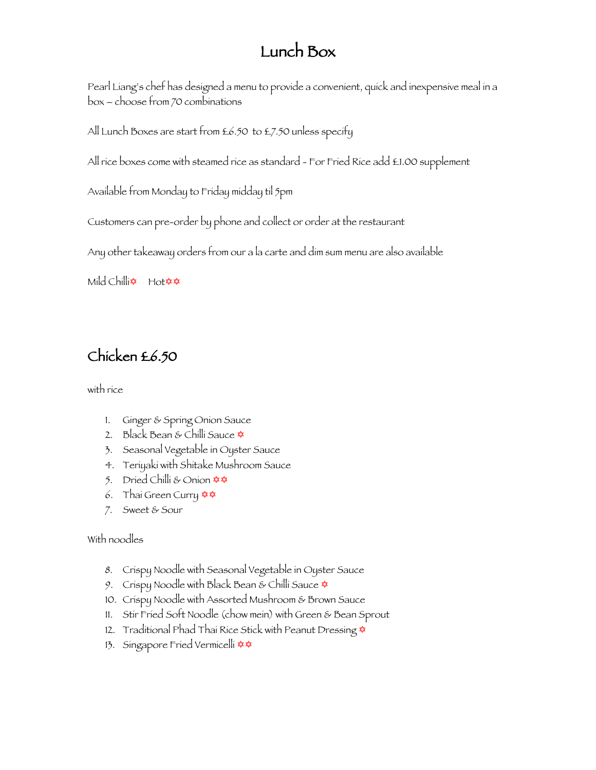# Lunch Box

Pearl Liang's chef has designed a menu to provide a convenient, quick and inexpensive meal in a box – choose from 70 combinations

All Lunch Boxes are start from £6.50 to £7.50 unless specify

All rice boxes come with steamed rice as standard - For Fried Rice add £1.00 supplement

Available from Monday to Friday midday til 5pm

Customers can pre-order by phone and collect or order at the restaurant

Any other takeaway orders from our a la carte and dim sum menu are also available

Mild Chilli✡ Hot✡✡

## Chicken £6.50

with rice

1. Ginger & Spring Onion Sauce
2. Black Bean & Chilli Sauce ✡
3. Seasonal Vegetable in Oyster Sauce
4. Teriyaki with Shitake Mushroom Sauce
5. Dried Chilli & Onion ✡✡
6. Thai Green Curry ✡✡
7. Sweet & Sour

With noodles

8. Crispy Noodle with Seasonal Vegetable in Oyster Sauce
9. Crispy Noodle with Black Bean & Chilli Sauce ✡
10. Crispy Noodle with Assorted Mushroom & Brown Sauce
11. Stir Fried Soft Noodle (chow mein) with Green & Bean Sprout
12. Traditional Phad Thai Rice Stick with Peanut Dressing ✡
13. Singapore Fried Vermicelli ✡✡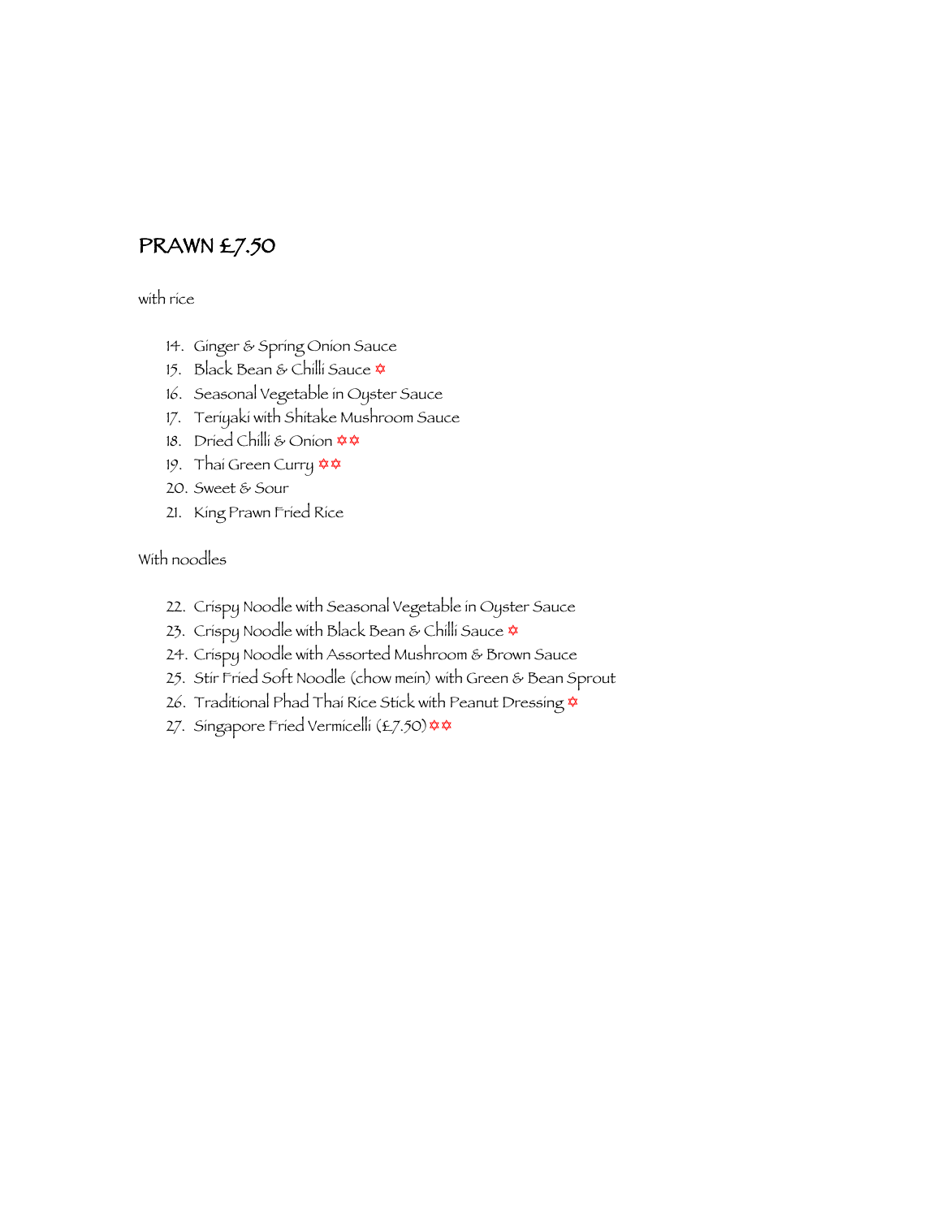## PRAWN £7.50

with rice

14. Ginger & Spring Onion Sauce
15. Black Bean & Chilli Sauce ✡
16. Seasonal Vegetable in Oyster Sauce
17. Teriyaki with Shitake Mushroom Sauce
18. Dried Chilli & Onion ✡✡
19. Thai Green Curry ✡✡
20. Sweet & Sour
21. King Prawn Fried Rice

With noodles

22. Crispy Noodle with Seasonal Vegetable in Oyster Sauce
23. Crispy Noodle with Black Bean & Chilli Sauce ✡
24. Crispy Noodle with Assorted Mushroom & Brown Sauce
25. Stir Fried Soft Noodle (chow mein) with Green & Bean Sprout
26. Traditional Phad Thai Rice Stick with Peanut Dressing ✡
27. Singapore Fried Vermicelli (£7.50) ✡✡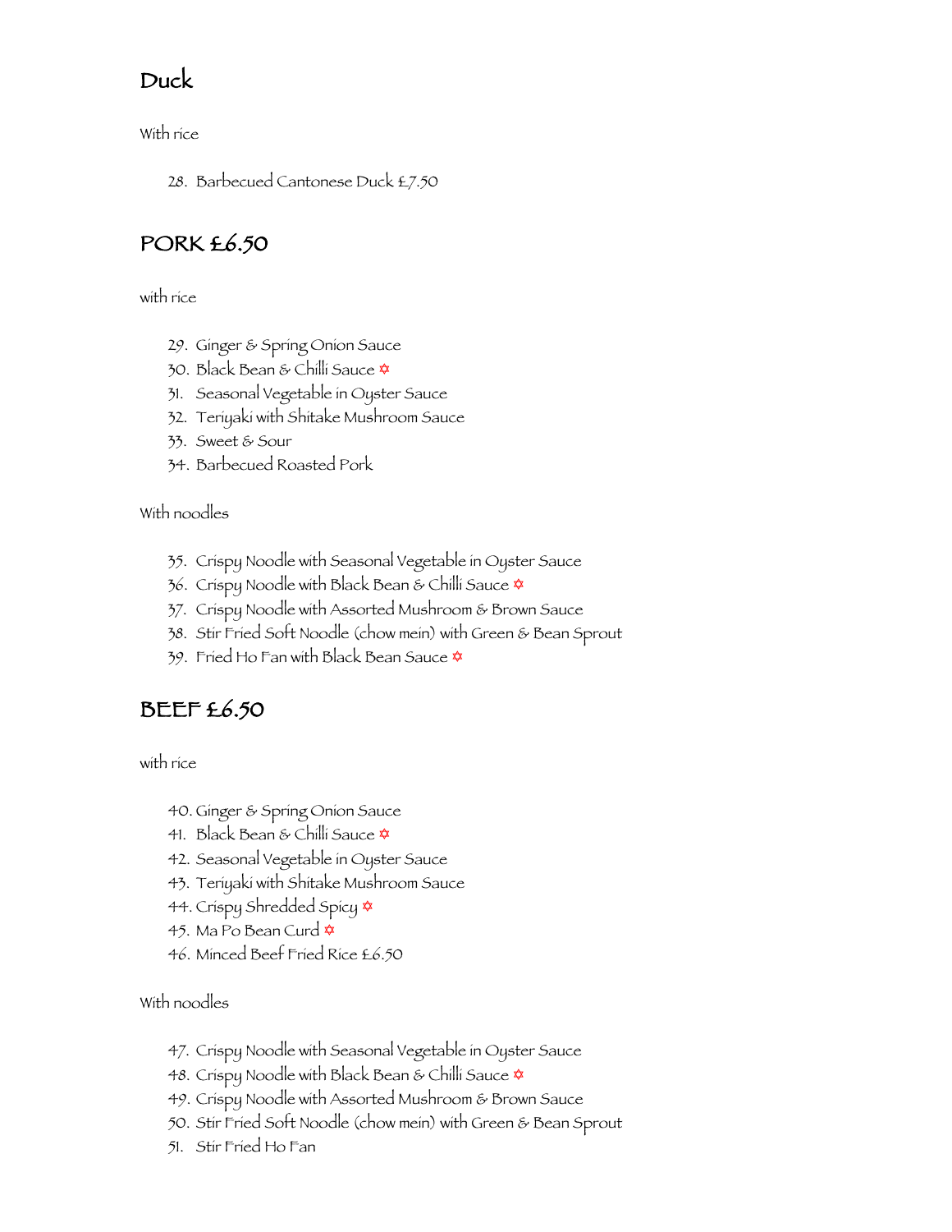## Duck

With rice

28. Barbecued Cantonese Duck £7.50

## PORK £6.50

with rice

29. Ginger & Spring Onion Sauce
30. Black Bean & Chilli Sauce ✡
31. Seasonal Vegetable in Oyster Sauce
32. Teriyaki with Shitake Mushroom Sauce
33. Sweet & Sour
34. Barbecued Roasted Pork

With noodles

35. Crispy Noodle with Seasonal Vegetable in Oyster Sauce
36. Crispy Noodle with Black Bean & Chilli Sauce ✡
37. Crispy Noodle with Assorted Mushroom & Brown Sauce
38. Stir Fried Soft Noodle (chow mein) with Green & Bean Sprout
39. Fried Ho Fan with Black Bean Sauce ✡

## BEEF £6.50

with rice

40. Ginger & Spring Onion Sauce
41. Black Bean & Chilli Sauce ✡
42. Seasonal Vegetable in Oyster Sauce
43. Teriyaki with Shitake Mushroom Sauce
44. Crispy Shredded Spicy ✡
45. Ma Po Bean Curd ✡
46. Minced Beef Fried Rice £6.50

With noodles

47. Crispy Noodle with Seasonal Vegetable in Oyster Sauce
48. Crispy Noodle with Black Bean & Chilli Sauce ✡
49. Crispy Noodle with Assorted Mushroom & Brown Sauce
50. Stir Fried Soft Noodle (chow mein) with Green & Bean Sprout
51. Stir Fried Ho Fan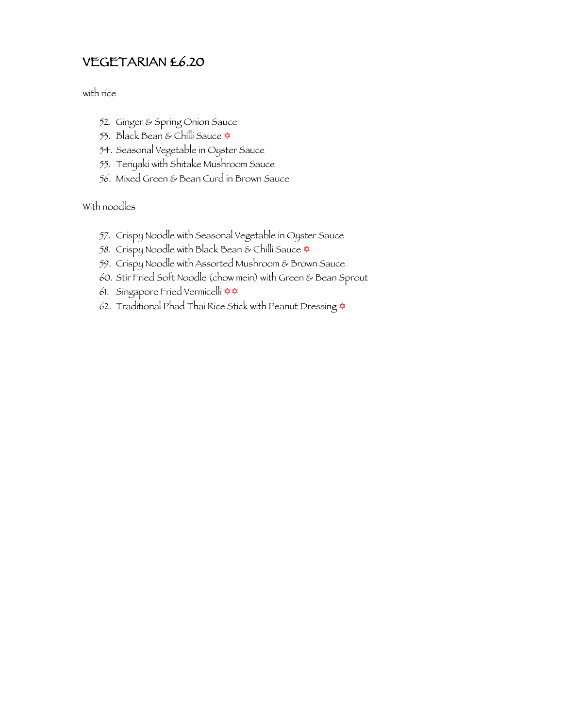## VEGETARIAN £6.20

with rice

52. Ginger & Spring Onion Sauce
53. Black Bean & Chilli Sauce ✡
54. Seasonal Vegetable in Oyster Sauce
55. Teriyaki with Shitake Mushroom Sauce
56. Mixed Green & Bean Curd in Brown Sauce

With noodles

57. Crispy Noodle with Seasonal Vegetable in Oyster Sauce
58. Crispy Noodle with Black Bean & Chilli Sauce ✡
59. Crispy Noodle with Assorted Mushroom & Brown Sauce
60. Stir Fried Soft Noodle (chow mein) with Green & Bean Sprout
61. Singapore Fried Vermicelli ✡✡
62. Traditional Phad Thai Rice Stick with Peanut Dressing ✡